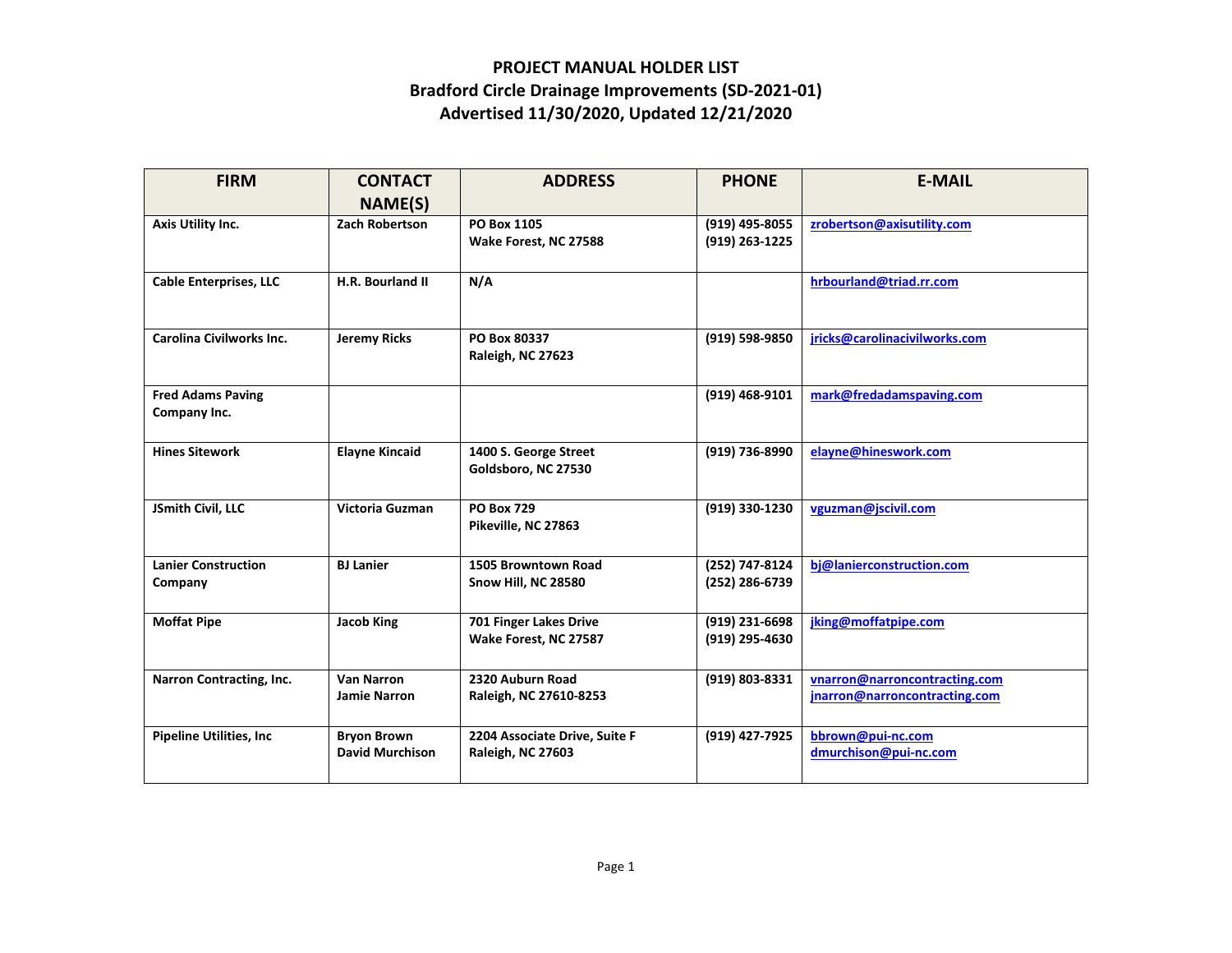# PROJECT MANUAL HOLDER LIST
## Bradford Circle Drainage Improvements (SD-2021-01)
## Advertised 11/30/2020, Updated 12/21/2020

| FIRM | CONTACT NAME(S) | ADDRESS | PHONE | E-MAIL |
|---|---|---|---|---|
| Axis Utility Inc. | Zach Robertson | PO Box 1105<br>Wake Forest, NC 27588 | (919) 495-8055<br>(919) 263-1225 | zrobertson@axisutility.com |
| Cable Enterprises, LLC | H.R. Bourland II | N/A | | hrbourland@triad.rr.com |
| Carolina Civilworks Inc. | Jeremy Ricks | PO Box 80337<br>Raleigh, NC 27623 | (919) 598-9850 | jricks@carolinacivilworks.com |
| Fred Adams Paving Company Inc. | | | (919) 468-9101 | mark@fredadamspaving.com |
| Hines Sitework | Elayne Kincaid | 1400 S. George Street<br>Goldsboro, NC 27530 | (919) 736-8990 | elayne@hineswork.com |
| JSmith Civil, LLC | Victoria Guzman | PO Box 729<br>Pikeville, NC 27863 | (919) 330-1230 | vguzman@jscivil.com |
| Lanier Construction Company | BJ Lanier | 1505 Browntown Road<br>Snow Hill, NC 28580 | (252) 747-8124<br>(252) 286-6739 | bj@lanierconstruction.com |
| Moffat Pipe | Jacob King | 701 Finger Lakes Drive<br>Wake Forest, NC 27587 | (919) 231-6698<br>(919) 295-4630 | jking@moffatpipe.com |
| Narron Contracting, Inc. | Van Narron<br>Jamie Narron | 2320 Auburn Road<br>Raleigh, NC 27610-8253 | (919) 803-8331 | vnarron@narroncontracting.com<br>jnarron@narroncontracting.com |
| Pipeline Utilities, Inc | Bryon Brown<br>David Murchison | 2204 Associate Drive, Suite F<br>Raleigh, NC 27603 | (919) 427-7925 | bbrown@pui-nc.com<br>dmurchison@pui-nc.com |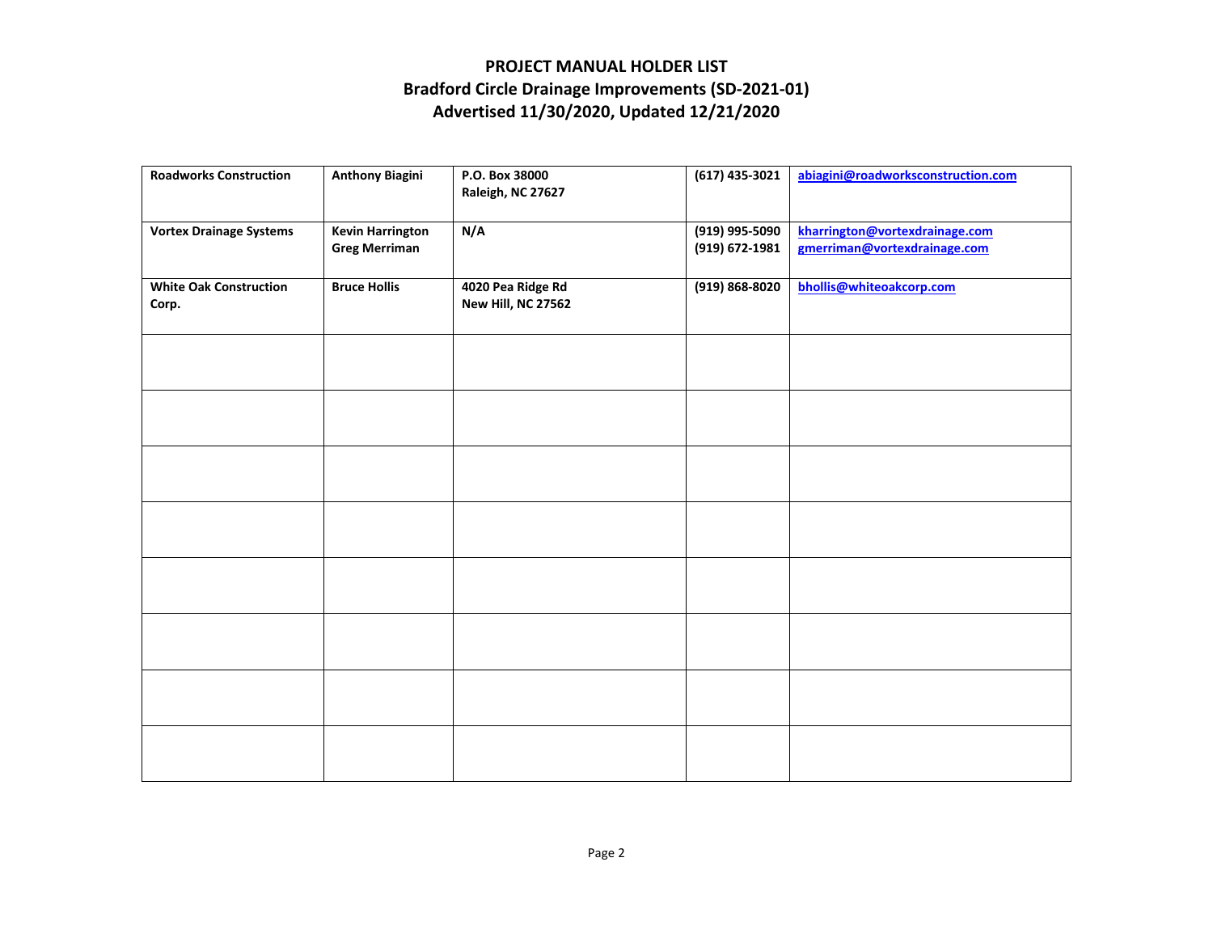**PROJECT MANUAL HOLDER LIST**
**Bradford Circle Drainage Improvements (SD-2021-01)**
**Advertised 11/30/2020, Updated 12/21/2020**

| | | | | |
|---|---|---|---|---|
| **Roadworks Construction** | **Anthony Biagini** | **P.O. Box 38000**<br>**Raleigh, NC 27627** | **(617) 435-3021** | **abiagini@roadworksconstruction.com** |
| **Vortex Drainage Systems** | **Kevin Harrington**<br>**Greg Merriman** | **N/A** | **(919) 995-5090**<br>**(919) 672-1981** | **kharrington@vortexdrainage.com**<br>**gmerriman@vortexdrainage.com** |
| **White Oak Construction Corp.** | **Bruce Hollis** | **4020 Pea Ridge Rd**<br>**New Hill, NC 27562** | **(919) 868-8020** | **bhollis@whiteoakcorp.com** |
| | | | | |
| | | | | |
| | | | | |
| | | | | |
| | | | | |
| | | | | |
| | | | | |
| | | | | |